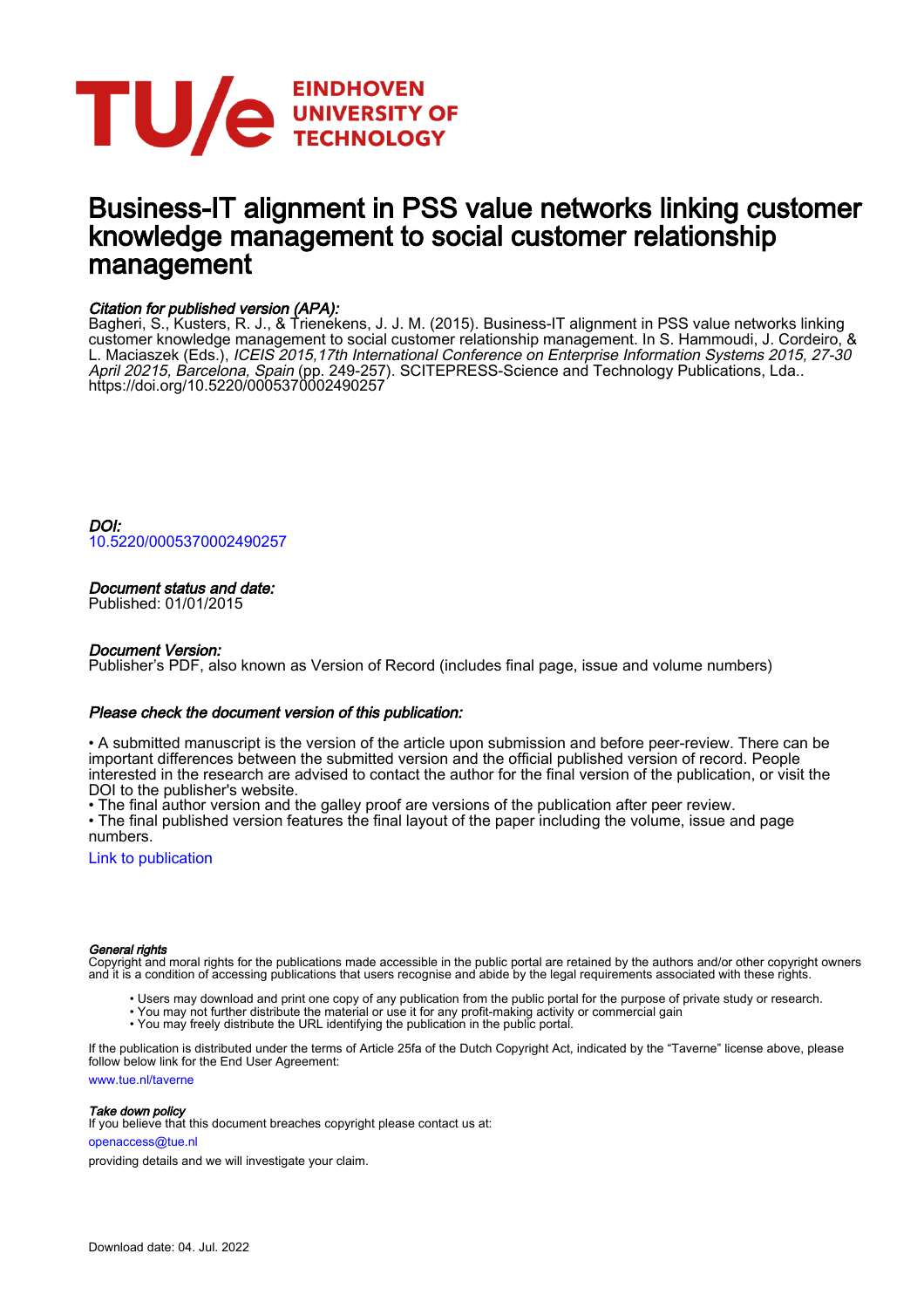# Business-IT alignment in PSS value networks linking customer knowledge management to social customer relationship management

### *Citation for published version (APA):*

Bagheri, S., Kusters, R. J., & Trienekens, J. J. M. (2015). Business-IT alignment in PSS value networks linking customer knowledge management to social customer relationship management. In S. Hammoudi, J. Cordeiro, & L. Maciaszek (Eds.), *ICEIS 2015,17th International Conference on Enterprise Information Systems 2015, 27-30 April 20215, Barcelona, Spain* (pp. 249-257). SCITEPRESS-Science and Technology Publications, Lda.. https://doi.org/10.5220/0005370002490257

### *DOI:*

10.5220/0005370002490257

### *Document status and date:*

Published: 01/01/2015

### *Document Version:*

Publisher's PDF, also known as Version of Record (includes final page, issue and volume numbers)

### *Please check the document version of this publication:*

• A submitted manuscript is the version of the article upon submission and before peer-review. There can be important differences between the submitted version and the official published version of record. People interested in the research are advised to contact the author for the final version of the publication, or visit the DOI to the publisher's website.
• The final author version and the galley proof are versions of the publication after peer review.
• The final published version features the final layout of the paper including the volume, issue and page numbers.

Link to publication

#### *General rights*

Copyright and moral rights for the publications made accessible in the public portal are retained by the authors and/or other copyright owners and it is a condition of accessing publications that users recognise and abide by the legal requirements associated with these rights.

- Users may download and print one copy of any publication from the public portal for the purpose of private study or research.
- You may not further distribute the material or use it for any profit-making activity or commercial gain
- You may freely distribute the URL identifying the publication in the public portal.

If the publication is distributed under the terms of Article 25fa of the Dutch Copyright Act, indicated by the "Taverne" license above, please follow below link for the End User Agreement:

www.tue.nl/taverne

#### *Take down policy*

If you believe that this document breaches copyright please contact us at:

openaccess@tue.nl

providing details and we will investigate your claim.

Download date: 04. Jul. 2022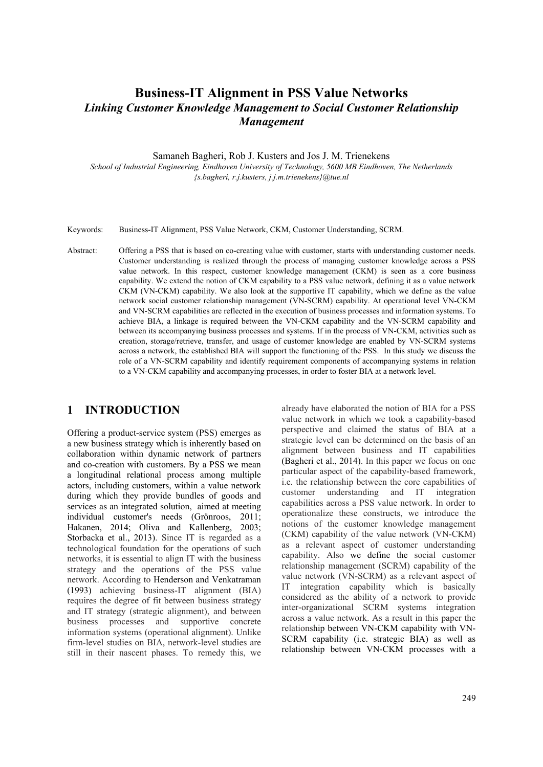# Business-IT Alignment in PSS Value Networks

## *Linking Customer Knowledge Management to Social Customer Relationship Management*

Samaneh Bagheri, Rob J. Kusters and Jos J. M. Trienekens

*School of Industrial Engineering, Eindhoven University of Technology, 5600 MB Eindhoven, The Netherlands*
*{s.bagheri, r.j.kusters, j.j.m.trienekens}@tue.nl*

Keywords: Business-IT Alignment, PSS Value Network, CKM, Customer Understanding, SCRM.

Abstract: Offering a PSS that is based on co-creating value with customer, starts with understanding customer needs. Customer understanding is realized through the process of managing customer knowledge across a PSS value network. In this respect, customer knowledge management (CKM) is seen as a core business capability. We extend the notion of CKM capability to a PSS value network, defining it as a value network CKM (VN-CKM) capability. We also look at the supportive IT capability, which we define as the value network social customer relationship management (VN-SCRM) capability. At operational level VN-CKM and VN-SCRM capabilities are reflected in the execution of business processes and information systems. To achieve BIA, a linkage is required between the VN-CKM capability and the VN-SCRM capability and between its accompanying business processes and systems. If in the process of VN-CKM, activities such as creation, storage/retrieve, transfer, and usage of customer knowledge are enabled by VN-SCRM systems across a network, the established BIA will support the functioning of the PSS. In this study we discuss the role of a VN-SCRM capability and identify requirement components of accompanying systems in relation to a VN-CKM capability and accompanying processes, in order to foster BIA at a network level.

## 1 INTRODUCTION

Offering a product-service system (PSS) emerges as a new business strategy which is inherently based on collaboration within dynamic network of partners and co-creation with customers. By a PSS we mean a longitudinal relational process among multiple actors, including customers, within a value network during which they provide bundles of goods and services as an integrated solution, aimed at meeting individual customer's needs (Grönroos, 2011; Hakanen, 2014; Oliva and Kallenberg, 2003; Storbacka et al., 2013). Since IT is regarded as a technological foundation for the operations of such networks, it is essential to align IT with the business strategy and the operations of the PSS value network. According to Henderson and Venkatraman (1993) achieving business-IT alignment (BIA) requires the degree of fit between business strategy and IT strategy (strategic alignment), and between business processes and supportive concrete information systems (operational alignment). Unlike firm-level studies on BIA, network-level studies are still in their nascent phases. To remedy this, we already have elaborated the notion of BIA for a PSS value network in which we took a capability-based perspective and claimed the status of BIA at a strategic level can be determined on the basis of an alignment between business and IT capabilities (Bagheri et al., 2014). In this paper we focus on one particular aspect of the capability-based framework, i.e. the relationship between the core capabilities of customer understanding and IT integration capabilities across a PSS value network. In order to operationalize these constructs, we introduce the notions of the customer knowledge management (CKM) capability of the value network (VN-CKM) as a relevant aspect of customer understanding capability. Also we define the social customer relationship management (SCRM) capability of the value network (VN-SCRM) as a relevant aspect of IT integration capability which is basically considered as the ability of a network to provide inter-organizational SCRM systems integration across a value network. As a result in this paper the relationship between VN-CKM capability with VN-SCRM capability (i.e. strategic BIA) as well as relationship between VN-CKM processes with a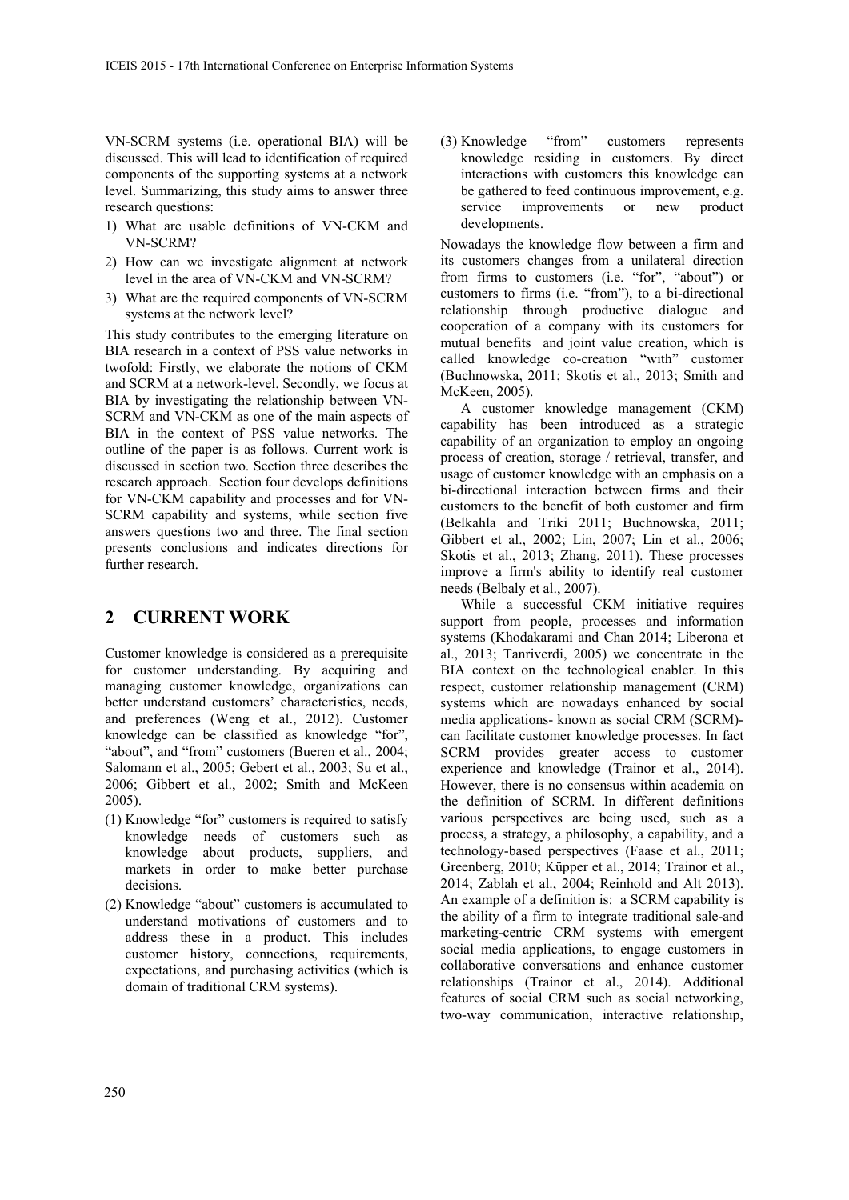VN-SCRM systems (i.e. operational BIA) will be discussed. This will lead to identification of required components of the supporting systems at a network level. Summarizing, this study aims to answer three research questions:

1) What are usable definitions of VN-CKM and VN-SCRM?
2) How can we investigate alignment at network level in the area of VN-CKM and VN-SCRM?
3) What are the required components of VN-SCRM systems at the network level?

This study contributes to the emerging literature on BIA research in a context of PSS value networks in twofold: Firstly, we elaborate the notions of CKM and SCRM at a network-level. Secondly, we focus at BIA by investigating the relationship between VN-SCRM and VN-CKM as one of the main aspects of BIA in the context of PSS value networks. The outline of the paper is as follows. Current work is discussed in section two. Section three describes the research approach. Section four develops definitions for VN-CKM capability and processes and for VN-SCRM capability and systems, while section five answers questions two and three. The final section presents conclusions and indicates directions for further research.

## 2 CURRENT WORK

Customer knowledge is considered as a prerequisite for customer understanding. By acquiring and managing customer knowledge, organizations can better understand customers' characteristics, needs, and preferences (Weng et al., 2012). Customer knowledge can be classified as knowledge "for", "about", and "from" customers (Bueren et al., 2004; Salomann et al., 2005; Gebert et al., 2003; Su et al., 2006; Gibbert et al., 2002; Smith and McKeen 2005).

(1) Knowledge "for" customers is required to satisfy knowledge needs of customers such as knowledge about products, suppliers, and markets in order to make better purchase decisions.
(2) Knowledge "about" customers is accumulated to understand motivations of customers and to address these in a product. This includes customer history, connections, requirements, expectations, and purchasing activities (which is domain of traditional CRM systems).
(3) Knowledge "from" customers represents knowledge residing in customers. By direct interactions with customers this knowledge can be gathered to feed continuous improvement, e.g. service improvements or new product developments.

Nowadays the knowledge flow between a firm and its customers changes from a unilateral direction from firms to customers (i.e. "for", "about") or customers to firms (i.e. "from"), to a bi-directional relationship through productive dialogue and cooperation of a company with its customers for mutual benefits and joint value creation, which is called knowledge co-creation "with" customer (Buchnowska, 2011; Skotis et al., 2013; Smith and McKeen, 2005).

A customer knowledge management (CKM) capability has been introduced as a strategic capability of an organization to employ an ongoing process of creation, storage / retrieval, transfer, and usage of customer knowledge with an emphasis on a bi-directional interaction between firms and their customers to the benefit of both customer and firm (Belkahla and Triki 2011; Buchnowska, 2011; Gibbert et al., 2002; Lin, 2007; Lin et al., 2006; Skotis et al., 2013; Zhang, 2011). These processes improve a firm's ability to identify real customer needs (Belbaly et al., 2007).

While a successful CKM initiative requires support from people, processes and information systems (Khodakarami and Chan 2014; Liberona et al., 2013; Tanriverdi, 2005) we concentrate in the BIA context on the technological enabler. In this respect, customer relationship management (CRM) systems which are nowadays enhanced by social media applications- known as social CRM (SCRM)- can facilitate customer knowledge processes. In fact SCRM provides greater access to customer experience and knowledge (Trainor et al., 2014). However, there is no consensus within academia on the definition of SCRM. In different definitions various perspectives are being used, such as a process, a strategy, a philosophy, a capability, and a technology-based perspectives (Faase et al., 2011; Greenberg, 2010; Küpper et al., 2014; Trainor et al., 2014; Zablah et al., 2004; Reinhold and Alt 2013). An example of a definition is: a SCRM capability is the ability of a firm to integrate traditional sale-and marketing-centric CRM systems with emergent social media applications, to engage customers in collaborative conversations and enhance customer relationships (Trainor et al., 2014). Additional features of social CRM such as social networking, two-way communication, interactive relationship,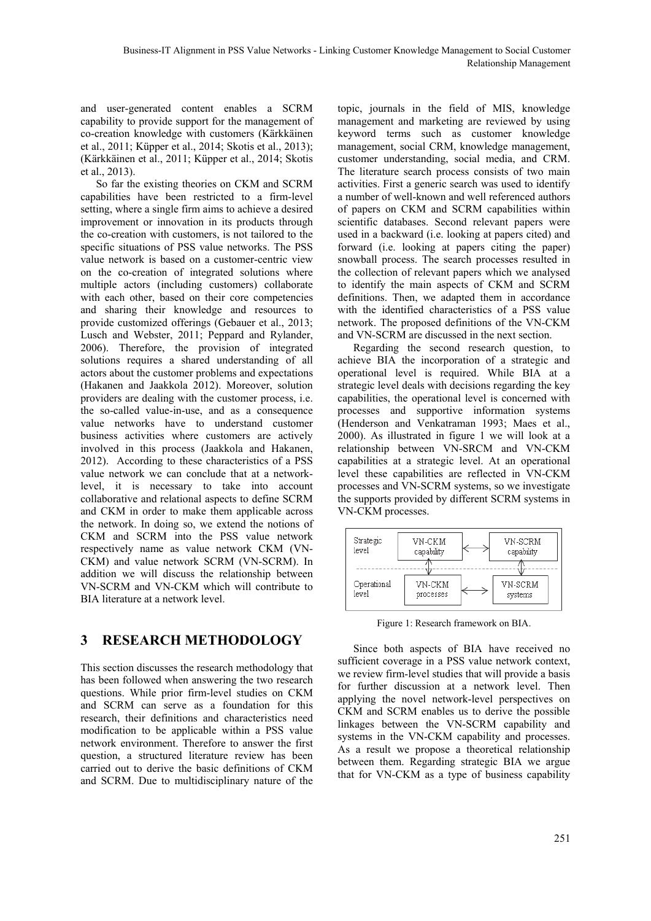and user-generated content enables a SCRM capability to provide support for the management of co-creation knowledge with customers (Kärkkäinen et al., 2011; Küpper et al., 2014; Skotis et al., 2013); (Kärkkäinen et al., 2011; Küpper et al., 2014; Skotis et al., 2013).

So far the existing theories on CKM and SCRM capabilities have been restricted to a firm-level setting, where a single firm aims to achieve a desired improvement or innovation in its products through the co-creation with customers, is not tailored to the specific situations of PSS value networks. The PSS value network is based on a customer-centric view on the co-creation of integrated solutions where multiple actors (including customers) collaborate with each other, based on their core competencies and sharing their knowledge and resources to provide customized offerings (Gebauer et al., 2013; Lusch and Webster, 2011; Peppard and Rylander, 2006). Therefore, the provision of integrated solutions requires a shared understanding of all actors about the customer problems and expectations (Hakanen and Jaakkola 2012). Moreover, solution providers are dealing with the customer process, i.e. the so-called value-in-use, and as a consequence value networks have to understand customer business activities where customers are actively involved in this process (Jaakkola and Hakanen, 2012). According to these characteristics of a PSS value network we can conclude that at a network-level, it is necessary to take into account collaborative and relational aspects to define SCRM and CKM in order to make them applicable across the network. In doing so, we extend the notions of CKM and SCRM into the PSS value network respectively name as value network CKM (VN-CKM) and value network SCRM (VN-SCRM). In addition we will discuss the relationship between VN-SCRM and VN-CKM which will contribute to BIA literature at a network level.

## 3 RESEARCH METHODOLOGY

This section discusses the research methodology that has been followed when answering the two research questions. While prior firm-level studies on CKM and SCRM can serve as a foundation for this research, their definitions and characteristics need modification to be applicable within a PSS value network environment. Therefore to answer the first question, a structured literature review has been carried out to derive the basic definitions of CKM and SCRM. Due to multidisciplinary nature of the topic, journals in the field of MIS, knowledge management and marketing are reviewed by using keyword terms such as customer knowledge management, social CRM, knowledge management, customer understanding, social media, and CRM. The literature search process consists of two main activities. First a generic search was used to identify a number of well-known and well referenced authors of papers on CKM and SCRM capabilities within scientific databases. Second relevant papers were used in a backward (i.e. looking at papers cited) and forward (i.e. looking at papers citing the paper) snowball process. The search processes resulted in the collection of relevant papers which we analysed to identify the main aspects of CKM and SCRM definitions. Then, we adapted them in accordance with the identified characteristics of a PSS value network. The proposed definitions of the VN-CKM and VN-SCRM are discussed in the next section.

Regarding the second research question, to achieve BIA the incorporation of a strategic and operational level is required. While BIA at a strategic level deals with decisions regarding the key capabilities, the operational level is concerned with processes and supportive information systems (Henderson and Venkatraman 1993; Maes et al., 2000). As illustrated in figure 1 we will look at a relationship between VN-SRCM and VN-CKM capabilities at a strategic level. At an operational level these capabilities are reflected in VN-CKM processes and VN-SCRM systems, so we investigate the supports provided by different SCRM systems in VN-CKM processes.

| | | | |
|---|---|---|---|
| Strategic level | VN-CKM capability | ⟷ | VN-SCRM capability |
| | ⟷ (vertical) | | ⟷ (vertical) |
| Operational level | VN-CKM processes | ⟷ | VN-SCRM systems |

Figure 1: Research framework on BIA.

Since both aspects of BIA have received no sufficient coverage in a PSS value network context, we review firm-level studies that will provide a basis for further discussion at a network level. Then applying the novel network-level perspectives on CKM and SCRM enables us to derive the possible linkages between the VN-SCRM capability and systems in the VN-CKM capability and processes. As a result we propose a theoretical relationship between them. Regarding strategic BIA we argue that for VN-CKM as a type of business capability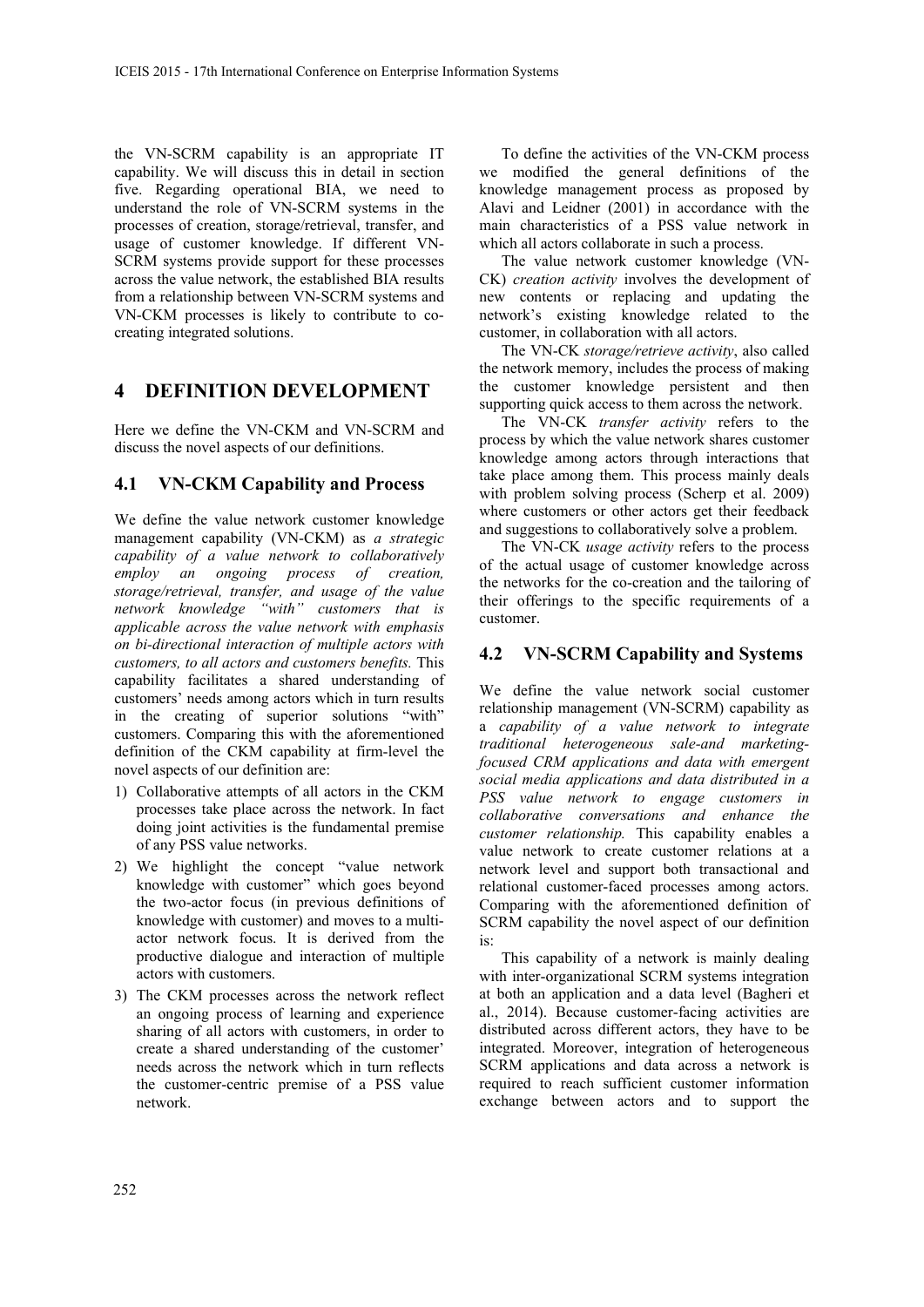the VN-SCRM capability is an appropriate IT capability. We will discuss this in detail in section five. Regarding operational BIA, we need to understand the role of VN-SCRM systems in the processes of creation, storage/retrieval, transfer, and usage of customer knowledge. If different VN-SCRM systems provide support for these processes across the value network, the established BIA results from a relationship between VN-SCRM systems and VN-CKM processes is likely to contribute to co-creating integrated solutions.

# 4 DEFINITION DEVELOPMENT

Here we define the VN-CKM and VN-SCRM and discuss the novel aspects of our definitions.

## 4.1 VN-CKM Capability and Process

We define the value network customer knowledge management capability (VN-CKM) as *a strategic capability of a value network to collaboratively employ an ongoing process of creation, storage/retrieval, transfer, and usage of the value network knowledge "with" customers that is applicable across the value network with emphasis on bi-directional interaction of multiple actors with customers, to all actors and customers benefits.* This capability facilitates a shared understanding of customers' needs among actors which in turn results in the creating of superior solutions "with" customers. Comparing this with the aforementioned definition of the CKM capability at firm-level the novel aspects of our definition are:

1) Collaborative attempts of all actors in the CKM processes take place across the network. In fact doing joint activities is the fundamental premise of any PSS value networks.
2) We highlight the concept "value network knowledge with customer" which goes beyond the two-actor focus (in previous definitions of knowledge with customer) and moves to a multi-actor network focus. It is derived from the productive dialogue and interaction of multiple actors with customers.
3) The CKM processes across the network reflect an ongoing process of learning and experience sharing of all actors with customers, in order to create a shared understanding of the customer' needs across the network which in turn reflects the customer-centric premise of a PSS value network.

To define the activities of the VN-CKM process we modified the general definitions of the knowledge management process as proposed by Alavi and Leidner (2001) in accordance with the main characteristics of a PSS value network in which all actors collaborate in such a process.

The value network customer knowledge (VN-CK) *creation activity* involves the development of new contents or replacing and updating the network's existing knowledge related to the customer, in collaboration with all actors.

The VN-CK *storage/retrieve activity*, also called the network memory, includes the process of making the customer knowledge persistent and then supporting quick access to them across the network.

The VN-CK *transfer activity* refers to the process by which the value network shares customer knowledge among actors through interactions that take place among them. This process mainly deals with problem solving process (Scherp et al. 2009) where customers or other actors get their feedback and suggestions to collaboratively solve a problem.

The VN-CK *usage activity* refers to the process of the actual usage of customer knowledge across the networks for the co-creation and the tailoring of their offerings to the specific requirements of a customer.

## 4.2 VN-SCRM Capability and Systems

We define the value network social customer relationship management (VN-SCRM) capability as a *capability of a value network to integrate traditional heterogeneous sale-and marketing-focused CRM applications and data with emergent social media applications and data distributed in a PSS value network to engage customers in collaborative conversations and enhance the customer relationship.* This capability enables a value network to create customer relations at a network level and support both transactional and relational customer-faced processes among actors. Comparing with the aforementioned definition of SCRM capability the novel aspect of our definition is:

This capability of a network is mainly dealing with inter-organizational SCRM systems integration at both an application and a data level (Bagheri et al., 2014). Because customer-facing activities are distributed across different actors, they have to be integrated. Moreover, integration of heterogeneous SCRM applications and data across a network is required to reach sufficient customer information exchange between actors and to support the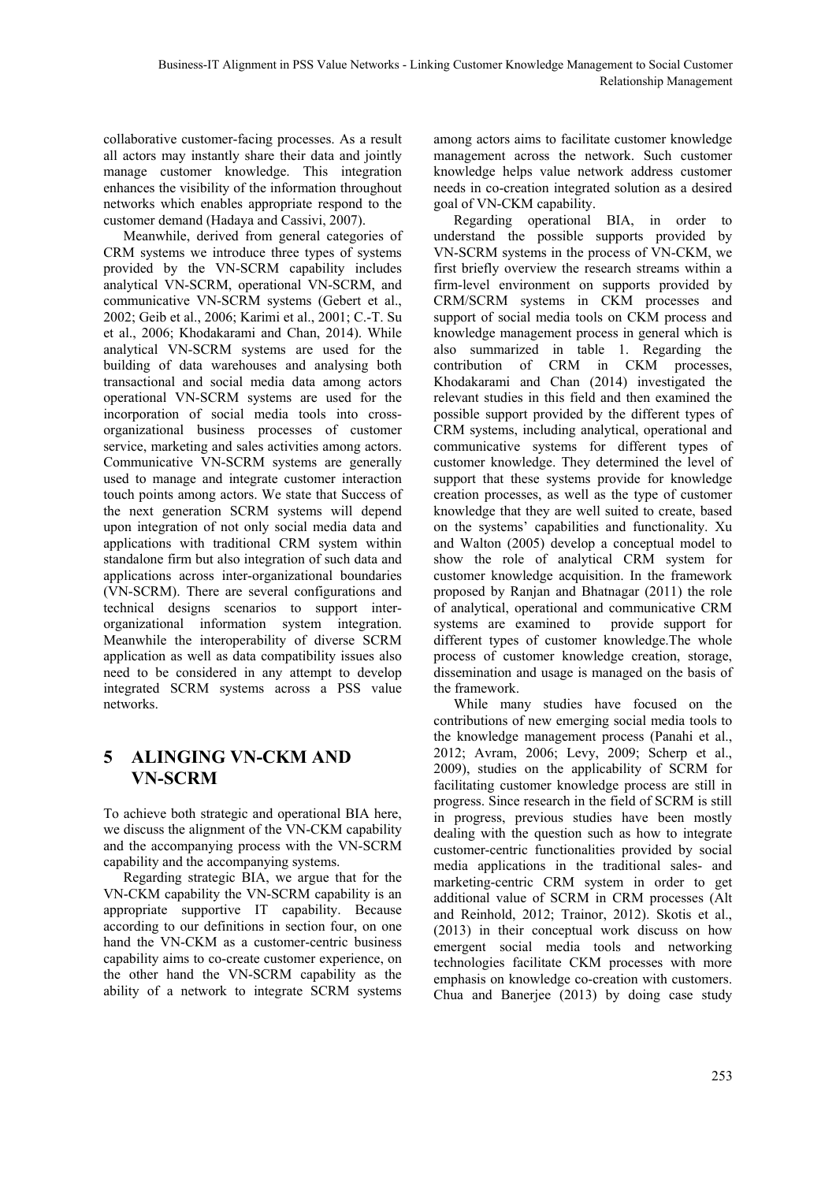collaborative customer-facing processes. As a result all actors may instantly share their data and jointly manage customer knowledge. This integration enhances the visibility of the information throughout networks which enables appropriate respond to the customer demand (Hadaya and Cassivi, 2007).

Meanwhile, derived from general categories of CRM systems we introduce three types of systems provided by the VN-SCRM capability includes analytical VN-SCRM, operational VN-SCRM, and communicative VN-SCRM systems (Gebert et al., 2002; Geib et al., 2006; Karimi et al., 2001; C.-T. Su et al., 2006; Khodakarami and Chan, 2014). While analytical VN-SCRM systems are used for the building of data warehouses and analysing both transactional and social media data among actors operational VN-SCRM systems are used for the incorporation of social media tools into cross-organizational business processes of customer service, marketing and sales activities among actors. Communicative VN-SCRM systems are generally used to manage and integrate customer interaction touch points among actors. We state that Success of the next generation SCRM systems will depend upon integration of not only social media data and applications with traditional CRM system within standalone firm but also integration of such data and applications across inter-organizational boundaries (VN-SCRM). There are several configurations and technical designs scenarios to support inter-organizational information system integration. Meanwhile the interoperability of diverse SCRM application as well as data compatibility issues also need to be considered in any attempt to develop integrated SCRM systems across a PSS value networks.

# 5 ALINGING VN-CKM AND VN-SCRM

To achieve both strategic and operational BIA here, we discuss the alignment of the VN-CKM capability and the accompanying process with the VN-SCRM capability and the accompanying systems.

Regarding strategic BIA, we argue that for the VN-CKM capability the VN-SCRM capability is an appropriate supportive IT capability. Because according to our definitions in section four, on one hand the VN-CKM as a customer-centric business capability aims to co-create customer experience, on the other hand the VN-SCRM capability as the ability of a network to integrate SCRM systems among actors aims to facilitate customer knowledge management across the network. Such customer knowledge helps value network address customer needs in co-creation integrated solution as a desired goal of VN-CKM capability.

Regarding operational BIA, in order to understand the possible supports provided by VN-SCRM systems in the process of VN-CKM, we first briefly overview the research streams within a firm-level environment on supports provided by CRM/SCRM systems in CKM processes and support of social media tools on CKM process and knowledge management process in general which is also summarized in table 1. Regarding the contribution of CRM in CKM processes, Khodakarami and Chan (2014) investigated the relevant studies in this field and then examined the possible support provided by the different types of CRM systems, including analytical, operational and communicative systems for different types of customer knowledge. They determined the level of support that these systems provide for knowledge creation processes, as well as the type of customer knowledge that they are well suited to create, based on the systems' capabilities and functionality. Xu and Walton (2005) develop a conceptual model to show the role of analytical CRM system for customer knowledge acquisition. In the framework proposed by Ranjan and Bhatnagar (2011) the role of analytical, operational and communicative CRM systems are examined to provide support for different types of customer knowledge.The whole process of customer knowledge creation, storage, dissemination and usage is managed on the basis of the framework.

While many studies have focused on the contributions of new emerging social media tools to the knowledge management process (Panahi et al., 2012; Avram, 2006; Levy, 2009; Scherp et al., 2009), studies on the applicability of SCRM for facilitating customer knowledge process are still in progress. Since research in the field of SCRM is still in progress, previous studies have been mostly dealing with the question such as how to integrate customer-centric functionalities provided by social media applications in the traditional sales- and marketing-centric CRM system in order to get additional value of SCRM in CRM processes (Alt and Reinhold, 2012; Trainor, 2012). Skotis et al., (2013) in their conceptual work discuss on how emergent social media tools and networking technologies facilitate CKM processes with more emphasis on knowledge co-creation with customers. Chua and Banerjee (2013) by doing case study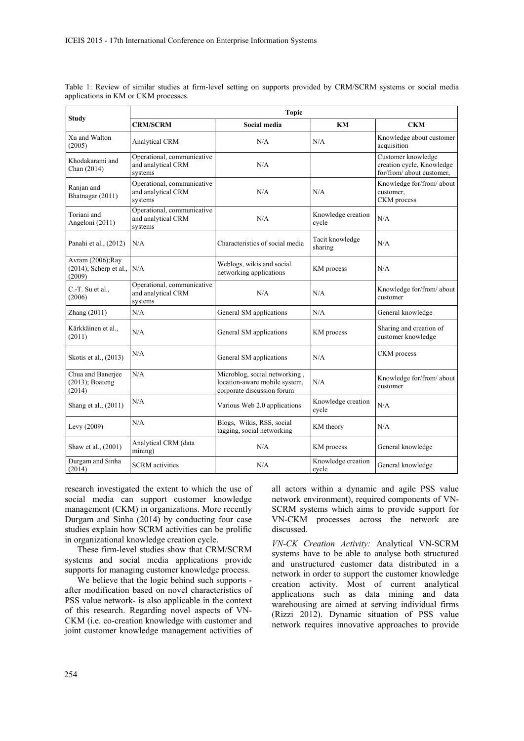Table 1: Review of similar studies at firm-level setting on supports provided by CRM/SCRM systems or social media applications in KM or CKM processes.

| Study | Topic | | | |
|---|---|---|---|---|
| | **CRM/SCRM** | **Social media** | **KM** | **CKM** |
| Xu and Walton (2005) | Analytical CRM | N/A | N/A | Knowledge about customer acquisition |
| Khodakarami and Chan (2014) | Operational, communicative and analytical CRM systems | N/A | | Customer knowledge creation cycle, Knowledge for/from/ about customer, |
| Ranjan and Bhatnagar (2011) | Operational, communicative and analytical CRM systems | N/A | N/A | Knowledge for/from/ about customer, CKM process |
| Toriani and Angeloni (2011) | Operational, communicative and analytical CRM systems | N/A | Knowledge creation cycle | N/A |
| Panahi et al., (2012) | N/A | Characteristics of social media | Tacit knowledge sharing | N/A |
| Avram (2006);Ray (2014); Scherp et al., (2009) | N/A | Weblogs, wikis and social networking applications | KM process | N/A |
| C.-T. Su et al., (2006) | Operational, communicative and analytical CRM systems | N/A | N/A | Knowledge for/from/ about customer |
| Zhang (2011) | N/A | General SM applications | N/A | General knowledge |
| Kärkkäinen et al., (2011) | N/A | General SM applications | KM process | Sharing and creation of customer knowledge |
| Skotis et al., (2013) | N/A | General SM applications | N/A | CKM process |
| Chua and Banerjee (2013); Boateng (2014) | N/A | Microblog, social networking , location-aware mobile system, corporate discussion forum | N/A | Knowledge for/from/ about customer |
| Shang et al., (2011) | N/A | Various Web 2.0 applications | Knowledge creation cycle | N/A |
| Levy (2009) | N/A | Blogs, Wikis, RSS, social tagging, social networking | KM theory | N/A |
| Shaw et al., (2001) | Analytical CRM (data mining) | N/A | KM process | General knowledge |
| Durgam and Sinha (2014) | SCRM activities | N/A | Knowledge creation cycle | General knowledge |

research investigated the extent to which the use of social media can support customer knowledge management (CKM) in organizations. More recently Durgam and Sinha (2014) by conducting four case studies explain how SCRM activities can be prolific in organizational knowledge creation cycle.

These firm-level studies show that CRM/SCRM systems and social media applications provide supports for managing customer knowledge process.

We believe that the logic behind such supports - after modification based on novel characteristics of PSS value network- is also applicable in the context of this research. Regarding novel aspects of VN-CKM (i.e. co-creation knowledge with customer and joint customer knowledge management activities of all actors within a dynamic and agile PSS value network environment), required components of VN-SCRM systems which aims to provide support for VN-CKM processes across the network are discussed.

*VN-CK Creation Activity:* Analytical VN-SCRM systems have to be able to analyse both structured and unstructured customer data distributed in a network in order to support the customer knowledge creation activity. Most of current analytical applications such as data mining and data warehousing are aimed at serving individual firms (Rizzi 2012). Dynamic situation of PSS value network requires innovative approaches to provide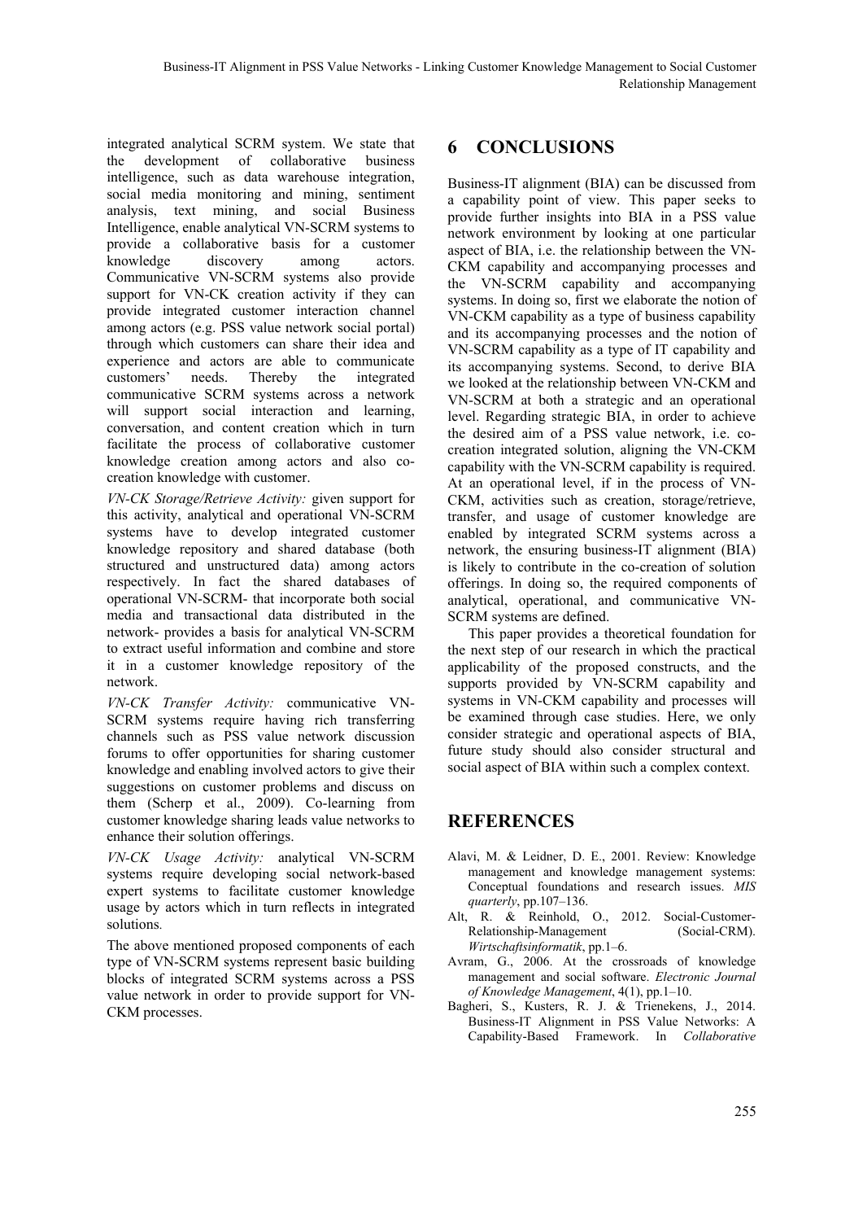integrated analytical SCRM system. We state that the development of collaborative business intelligence, such as data warehouse integration, social media monitoring and mining, sentiment analysis, text mining, and social Business Intelligence, enable analytical VN-SCRM systems to provide a collaborative basis for a customer knowledge discovery among actors. Communicative VN-SCRM systems also provide support for VN-CK creation activity if they can provide integrated customer interaction channel among actors (e.g. PSS value network social portal) through which customers can share their idea and experience and actors are able to communicate customers' needs. Thereby the integrated communicative SCRM systems across a network will support social interaction and learning, conversation, and content creation which in turn facilitate the process of collaborative customer knowledge creation among actors and also co-creation knowledge with customer.

*VN-CK Storage/Retrieve Activity:* given support for this activity, analytical and operational VN-SCRM systems have to develop integrated customer knowledge repository and shared database (both structured and unstructured data) among actors respectively. In fact the shared databases of operational VN-SCRM- that incorporate both social media and transactional data distributed in the network- provides a basis for analytical VN-SCRM to extract useful information and combine and store it in a customer knowledge repository of the network.

*VN-CK Transfer Activity:* communicative VN-SCRM systems require having rich transferring channels such as PSS value network discussion forums to offer opportunities for sharing customer knowledge and enabling involved actors to give their suggestions on customer problems and discuss on them (Scherp et al., 2009). Co-learning from customer knowledge sharing leads value networks to enhance their solution offerings.

*VN-CK Usage Activity:* analytical VN-SCRM systems require developing social network-based expert systems to facilitate customer knowledge usage by actors which in turn reflects in integrated solutions.

The above mentioned proposed components of each type of VN-SCRM systems represent basic building blocks of integrated SCRM systems across a PSS value network in order to provide support for VN-CKM processes.

## 6 CONCLUSIONS

Business-IT alignment (BIA) can be discussed from a capability point of view. This paper seeks to provide further insights into BIA in a PSS value network environment by looking at one particular aspect of BIA, i.e. the relationship between the VN-CKM capability and accompanying processes and the VN-SCRM capability and accompanying systems. In doing so, first we elaborate the notion of VN-CKM capability as a type of business capability and its accompanying processes and the notion of VN-SCRM capability as a type of IT capability and its accompanying systems. Second, to derive BIA we looked at the relationship between VN-CKM and VN-SCRM at both a strategic and an operational level. Regarding strategic BIA, in order to achieve the desired aim of a PSS value network, i.e. co-creation integrated solution, aligning the VN-CKM capability with the VN-SCRM capability is required. At an operational level, if in the process of VN-CKM, activities such as creation, storage/retrieve, transfer, and usage of customer knowledge are enabled by integrated SCRM systems across a network, the ensuring business-IT alignment (BIA) is likely to contribute in the co-creation of solution offerings. In doing so, the required components of analytical, operational, and communicative VN-SCRM systems are defined.

This paper provides a theoretical foundation for the next step of our research in which the practical applicability of the proposed constructs, and the supports provided by VN-SCRM capability and systems in VN-CKM capability and processes will be examined through case studies. Here, we only consider strategic and operational aspects of BIA, future study should also consider structural and social aspect of BIA within such a complex context.

## REFERENCES

Alavi, M. & Leidner, D. E., 2001. Review: Knowledge management and knowledge management systems: Conceptual foundations and research issues. *MIS quarterly*, pp.107–136.

Alt, R. & Reinhold, O., 2012. Social-Customer-Relationship-Management (Social-CRM). *Wirtschaftsinformatik*, pp.1–6.

Avram, G., 2006. At the crossroads of knowledge management and social software. *Electronic Journal of Knowledge Management*, 4(1), pp.1–10.

Bagheri, S., Kusters, R. J. & Trienekens, J., 2014. Business-IT Alignment in PSS Value Networks: A Capability-Based Framework. In *Collaborative*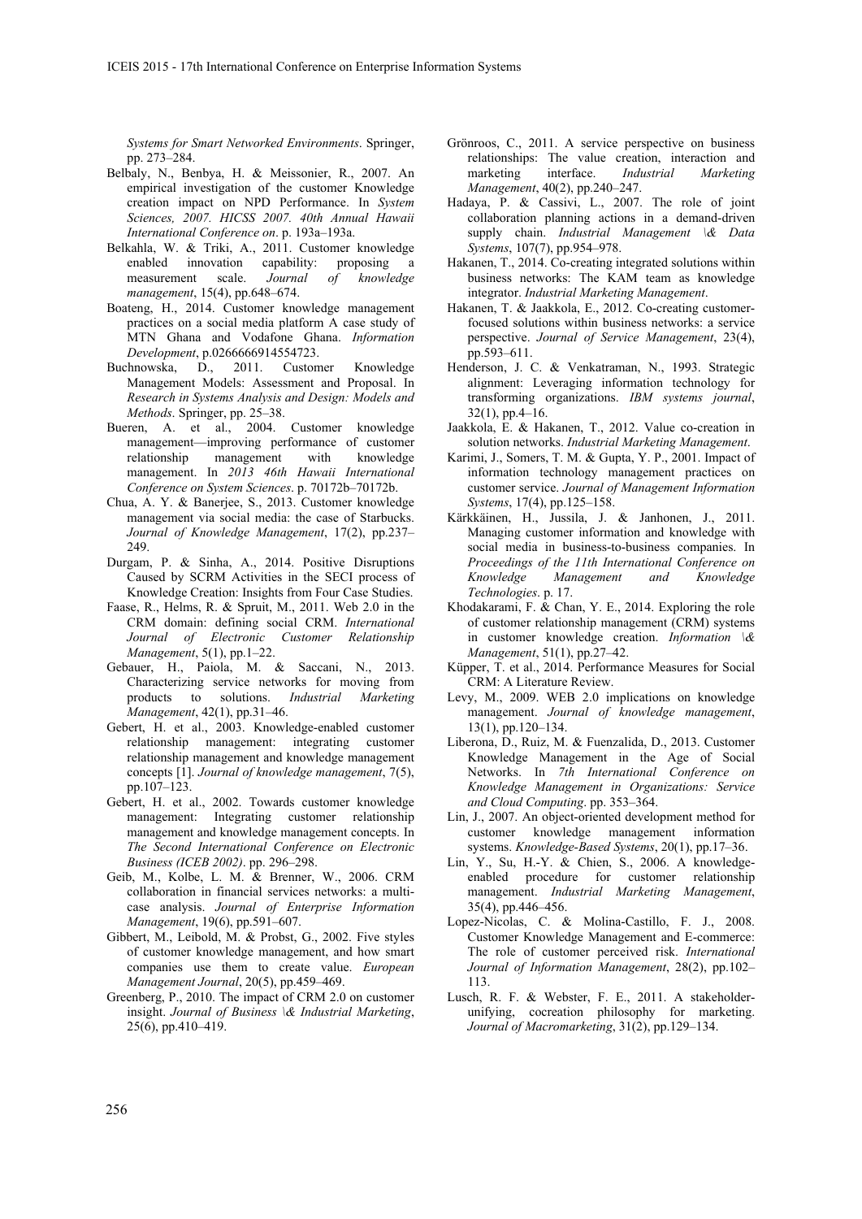*Systems for Smart Networked Environments*. Springer, pp. 273–284.

Belbaly, N., Benbya, H. & Meissonier, R., 2007. An empirical investigation of the customer Knowledge creation impact on NPD Performance. In *System Sciences, 2007. HICSS 2007. 40th Annual Hawaii International Conference on*. p. 193a–193a.

Belkahla, W. & Triki, A., 2011. Customer knowledge enabled innovation capability: proposing a measurement scale. *Journal of knowledge management*, 15(4), pp.648–674.

Boateng, H., 2014. Customer knowledge management practices on a social media platform A case study of MTN Ghana and Vodafone Ghana. *Information Development*, p.0266666914554723.

Buchnowska, D., 2011. Customer Knowledge Management Models: Assessment and Proposal. In *Research in Systems Analysis and Design: Models and Methods*. Springer, pp. 25–38.

Bueren, A. et al., 2004. Customer knowledge management—improving performance of customer relationship management with knowledge management. In *2013 46th Hawaii International Conference on System Sciences*. p. 70172b–70172b.

Chua, A. Y. & Banerjee, S., 2013. Customer knowledge management via social media: the case of Starbucks. *Journal of Knowledge Management*, 17(2), pp.237–249.

Durgam, P. & Sinha, A., 2014. Positive Disruptions Caused by SCRM Activities in the SECI process of Knowledge Creation: Insights from Four Case Studies.

Faase, R., Helms, R. & Spruit, M., 2011. Web 2.0 in the CRM domain: defining social CRM. *International Journal of Electronic Customer Relationship Management*, 5(1), pp.1–22.

Gebauer, H., Paiola, M. & Saccani, N., 2013. Characterizing service networks for moving from products to solutions. *Industrial Marketing Management*, 42(1), pp.31–46.

Gebert, H. et al., 2003. Knowledge-enabled customer relationship management: integrating customer relationship management and knowledge management concepts [1]. *Journal of knowledge management*, 7(5), pp.107–123.

Gebert, H. et al., 2002. Towards customer knowledge management: Integrating customer relationship management and knowledge management concepts. In *The Second International Conference on Electronic Business (ICEB 2002)*. pp. 296–298.

Geib, M., Kolbe, L. M. & Brenner, W., 2006. CRM collaboration in financial services networks: a multi-case analysis. *Journal of Enterprise Information Management*, 19(6), pp.591–607.

Gibbert, M., Leibold, M. & Probst, G., 2002. Five styles of customer knowledge management, and how smart companies use them to create value. *European Management Journal*, 20(5), pp.459–469.

Greenberg, P., 2010. The impact of CRM 2.0 on customer insight. *Journal of Business \& Industrial Marketing*, 25(6), pp.410–419.

Grönroos, C., 2011. A service perspective on business relationships: The value creation, interaction and marketing interface. *Industrial Marketing Management*, 40(2), pp.240–247.

Hadaya, P. & Cassivi, L., 2007. The role of joint collaboration planning actions in a demand-driven supply chain. *Industrial Management \& Data Systems*, 107(7), pp.954–978.

Hakanen, T., 2014. Co-creating integrated solutions within business networks: The KAM team as knowledge integrator. *Industrial Marketing Management*.

Hakanen, T. & Jaakkola, E., 2012. Co-creating customer-focused solutions within business networks: a service perspective. *Journal of Service Management*, 23(4), pp.593–611.

Henderson, J. C. & Venkatraman, N., 1993. Strategic alignment: Leveraging information technology for transforming organizations. *IBM systems journal*, 32(1), pp.4–16.

Jaakkola, E. & Hakanen, T., 2012. Value co-creation in solution networks. *Industrial Marketing Management*.

Karimi, J., Somers, T. M. & Gupta, Y. P., 2001. Impact of information technology management practices on customer service. *Journal of Management Information Systems*, 17(4), pp.125–158.

Kärkkäinen, H., Jussila, J. & Janhonen, J., 2011. Managing customer information and knowledge with social media in business-to-business companies. In *Proceedings of the 11th International Conference on Knowledge Management and Knowledge Technologies*. p. 17.

Khodakarami, F. & Chan, Y. E., 2014. Exploring the role of customer relationship management (CRM) systems in customer knowledge creation. *Information \& Management*, 51(1), pp.27–42.

Küpper, T. et al., 2014. Performance Measures for Social CRM: A Literature Review.

Levy, M., 2009. WEB 2.0 implications on knowledge management. *Journal of knowledge management*, 13(1), pp.120–134.

Liberona, D., Ruiz, M. & Fuenzalida, D., 2013. Customer Knowledge Management in the Age of Social Networks. In *7th International Conference on Knowledge Management in Organizations: Service and Cloud Computing*. pp. 353–364.

Lin, J., 2007. An object-oriented development method for customer knowledge management information systems. *Knowledge-Based Systems*, 20(1), pp.17–36.

Lin, Y., Su, H.-Y. & Chien, S., 2006. A knowledge-enabled procedure for customer relationship management. *Industrial Marketing Management*, 35(4), pp.446–456.

Lopez-Nicolas, C. & Molina-Castillo, F. J., 2008. Customer Knowledge Management and E-commerce: The role of customer perceived risk. *International Journal of Information Management*, 28(2), pp.102–113.

Lusch, R. F. & Webster, F. E., 2011. A stakeholder-unifying, cocreation philosophy for marketing. *Journal of Macromarketing*, 31(2), pp.129–134.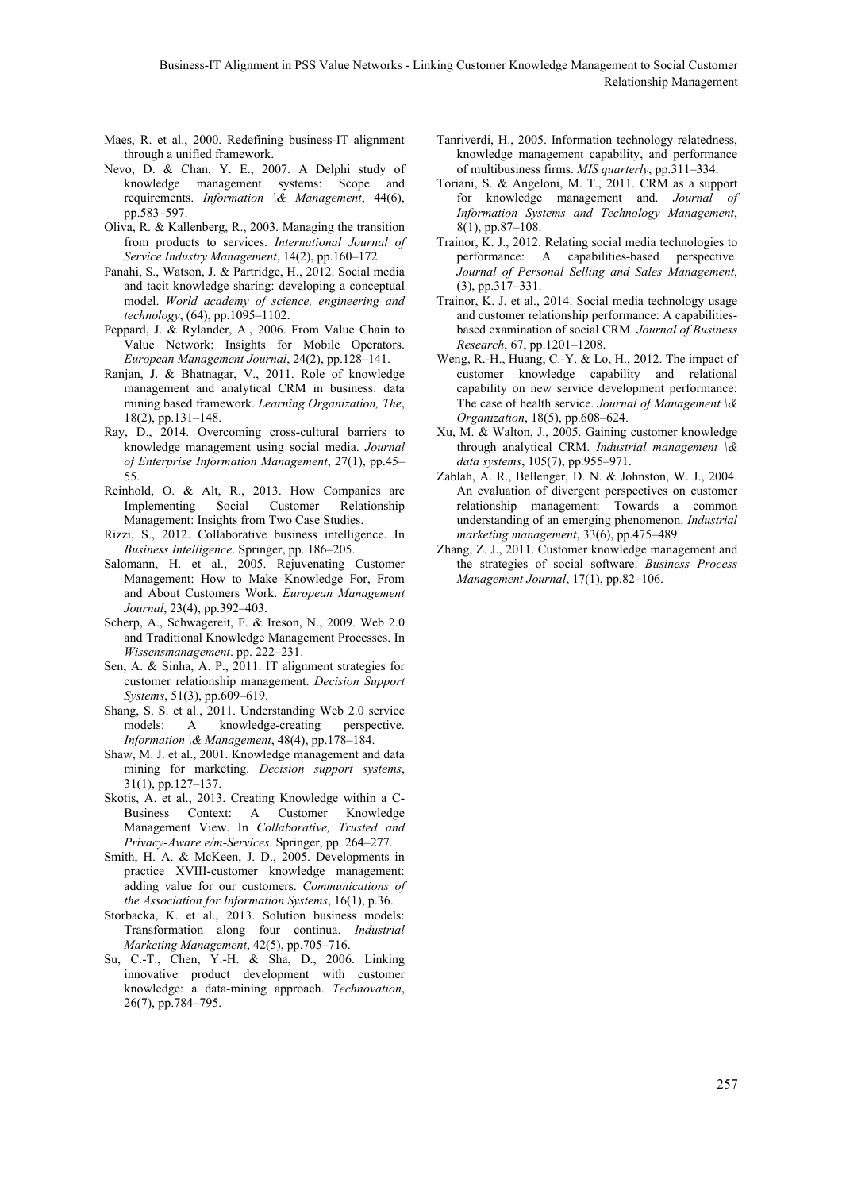Maes, R. et al., 2000. Redefining business-IT alignment through a unified framework.

Nevo, D. & Chan, Y. E., 2007. A Delphi study of knowledge management systems: Scope and requirements. *Information \& Management*, 44(6), pp.583–597.

Oliva, R. & Kallenberg, R., 2003. Managing the transition from products to services. *International Journal of Service Industry Management*, 14(2), pp.160–172.

Panahi, S., Watson, J. & Partridge, H., 2012. Social media and tacit knowledge sharing: developing a conceptual model. *World academy of science, engineering and technology*, (64), pp.1095–1102.

Peppard, J. & Rylander, A., 2006. From Value Chain to Value Network: Insights for Mobile Operators. *European Management Journal*, 24(2), pp.128–141.

Ranjan, J. & Bhatnagar, V., 2011. Role of knowledge management and analytical CRM in business: data mining based framework. *Learning Organization, The*, 18(2), pp.131–148.

Ray, D., 2014. Overcoming cross-cultural barriers to knowledge management using social media. *Journal of Enterprise Information Management*, 27(1), pp.45–55.

Reinhold, O. & Alt, R., 2013. How Companies are Implementing Social Customer Relationship Management: Insights from Two Case Studies.

Rizzi, S., 2012. Collaborative business intelligence. In *Business Intelligence*. Springer, pp. 186–205.

Salomann, H. et al., 2005. Rejuvenating Customer Management: How to Make Knowledge For, From and About Customers Work. *European Management Journal*, 23(4), pp.392–403.

Scherp, A., Schwagereit, F. & Ireson, N., 2009. Web 2.0 and Traditional Knowledge Management Processes. In *Wissensmanagement*. pp. 222–231.

Sen, A. & Sinha, A. P., 2011. IT alignment strategies for customer relationship management. *Decision Support Systems*, 51(3), pp.609–619.

Shang, S. S. et al., 2011. Understanding Web 2.0 service models: A knowledge-creating perspective. *Information \& Management*, 48(4), pp.178–184.

Shaw, M. J. et al., 2001. Knowledge management and data mining for marketing. *Decision support systems*, 31(1), pp.127–137.

Skotis, A. et al., 2013. Creating Knowledge within a C-Business Context: A Customer Knowledge Management View. In *Collaborative, Trusted and Privacy-Aware e/m-Services*. Springer, pp. 264–277.

Smith, H. A. & McKeen, J. D., 2005. Developments in practice XVIII-customer knowledge management: adding value for our customers. *Communications of the Association for Information Systems*, 16(1), p.36.

Storbacka, K. et al., 2013. Solution business models: Transformation along four continua. *Industrial Marketing Management*, 42(5), pp.705–716.

Su, C.-T., Chen, Y.-H. & Sha, D., 2006. Linking innovative product development with customer knowledge: a data-mining approach. *Technovation*, 26(7), pp.784–795.

Tanriverdi, H., 2005. Information technology relatedness, knowledge management capability, and performance of multibusiness firms. *MIS quarterly*, pp.311–334.

Toriani, S. & Angeloni, M. T., 2011. CRM as a support for knowledge management and. *Journal of Information Systems and Technology Management*, 8(1), pp.87–108.

Trainor, K. J., 2012. Relating social media technologies to performance: A capabilities-based perspective. *Journal of Personal Selling and Sales Management*, (3), pp.317–331.

Trainor, K. J. et al., 2014. Social media technology usage and customer relationship performance: A capabilities-based examination of social CRM. *Journal of Business Research*, 67, pp.1201–1208.

Weng, R.-H., Huang, C.-Y. & Lo, H., 2012. The impact of customer knowledge capability and relational capability on new service development performance: The case of health service. *Journal of Management \& Organization*, 18(5), pp.608–624.

Xu, M. & Walton, J., 2005. Gaining customer knowledge through analytical CRM. *Industrial management \& data systems*, 105(7), pp.955–971.

Zablah, A. R., Bellenger, D. N. & Johnston, W. J., 2004. An evaluation of divergent perspectives on customer relationship management: Towards a common understanding of an emerging phenomenon. *Industrial marketing management*, 33(6), pp.475–489.

Zhang, Z. J., 2011. Customer knowledge management and the strategies of social software. *Business Process Management Journal*, 17(1), pp.82–106.